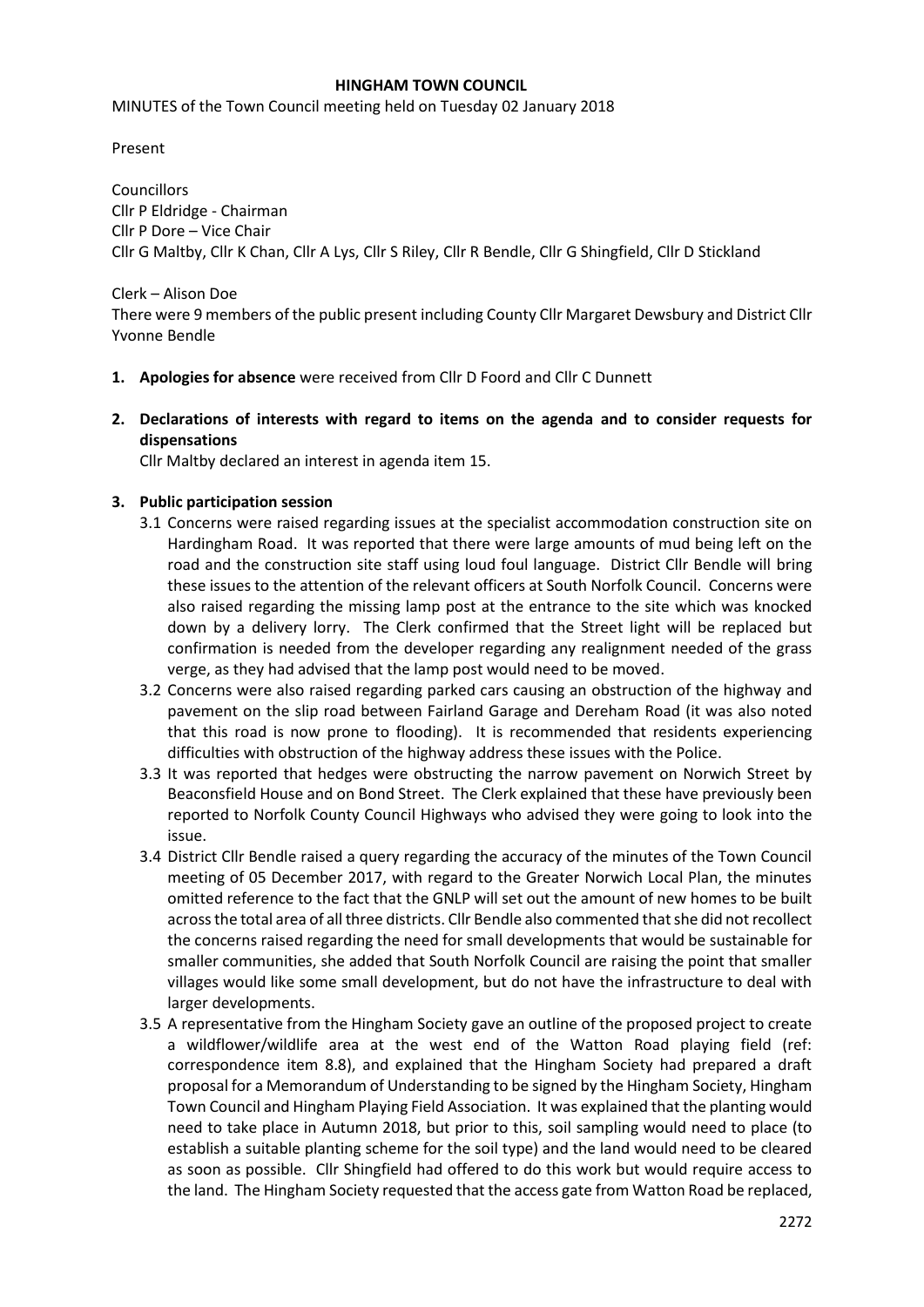**HINGHAM TOWN COUNCIL**

MINUTES of the Town Council meeting held on Tuesday 02 January 2018

Present

Councillors
Cllr P Eldridge - Chairman
Cllr P Dore – Vice Chair
Cllr G Maltby, Cllr K Chan, Cllr A Lys, Cllr S Riley, Cllr R Bendle, Cllr G Shingfield, Cllr D Stickland

Clerk – Alison Doe
There were 9 members of the public present including County Cllr Margaret Dewsbury and District Cllr Yvonne Bendle

1. **Apologies for absence** were received from Cllr D Foord and Cllr C Dunnett

2. **Declarations of interests with regard to items on the agenda and to consider requests for dispensations**
   Cllr Maltby declared an interest in agenda item 15.

3. **Public participation session**
   - 3.1 Concerns were raised regarding issues at the specialist accommodation construction site on Hardingham Road. It was reported that there were large amounts of mud being left on the road and the construction site staff using loud foul language. District Cllr Bendle will bring these issues to the attention of the relevant officers at South Norfolk Council. Concerns were also raised regarding the missing lamp post at the entrance to the site which was knocked down by a delivery lorry. The Clerk confirmed that the Street light will be replaced but confirmation is needed from the developer regarding any realignment needed of the grass verge, as they had advised that the lamp post would need to be moved.
   - 3.2 Concerns were also raised regarding parked cars causing an obstruction of the highway and pavement on the slip road between Fairland Garage and Dereham Road (it was also noted that this road is now prone to flooding). It is recommended that residents experiencing difficulties with obstruction of the highway address these issues with the Police.
   - 3.3 It was reported that hedges were obstructing the narrow pavement on Norwich Street by Beaconsfield House and on Bond Street. The Clerk explained that these have previously been reported to Norfolk County Council Highways who advised they were going to look into the issue.
   - 3.4 District Cllr Bendle raised a query regarding the accuracy of the minutes of the Town Council meeting of 05 December 2017, with regard to the Greater Norwich Local Plan, the minutes omitted reference to the fact that the GNLP will set out the amount of new homes to be built across the total area of all three districts. Cllr Bendle also commented that she did not recollect the concerns raised regarding the need for small developments that would be sustainable for smaller communities, she added that South Norfolk Council are raising the point that smaller villages would like some small development, but do not have the infrastructure to deal with larger developments.
   - 3.5 A representative from the Hingham Society gave an outline of the proposed project to create a wildflower/wildlife area at the west end of the Watton Road playing field (ref: correspondence item 8.8), and explained that the Hingham Society had prepared a draft proposal for a Memorandum of Understanding to be signed by the Hingham Society, Hingham Town Council and Hingham Playing Field Association. It was explained that the planting would need to take place in Autumn 2018, but prior to this, soil sampling would need to place (to establish a suitable planting scheme for the soil type) and the land would need to be cleared as soon as possible. Cllr Shingfield had offered to do this work but would require access to the land. The Hingham Society requested that the access gate from Watton Road be replaced,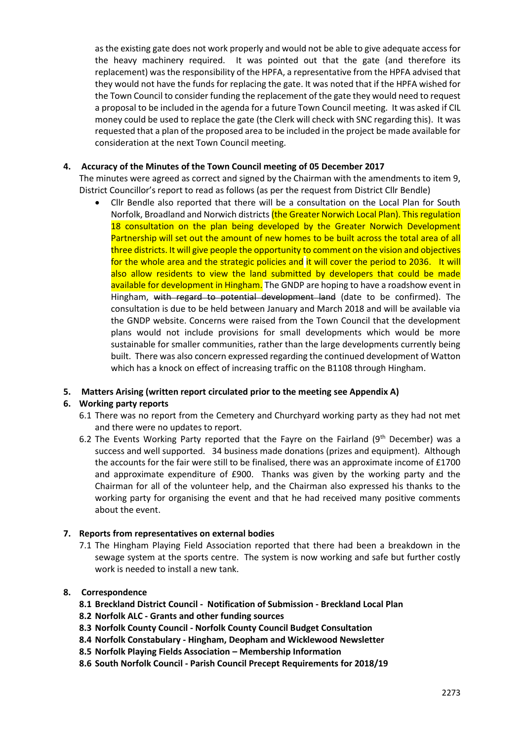as the existing gate does not work properly and would not be able to give adequate access for the heavy machinery required. It was pointed out that the gate (and therefore its replacement) was the responsibility of the HPFA, a representative from the HPFA advised that they would not have the funds for replacing the gate. It was noted that if the HPFA wished for the Town Council to consider funding the replacement of the gate they would need to request a proposal to be included in the agenda for a future Town Council meeting. It was asked if CIL money could be used to replace the gate (the Clerk will check with SNC regarding this). It was requested that a plan of the proposed area to be included in the project be made available for consideration at the next Town Council meeting.

**4. Accuracy of the Minutes of the Town Council meeting of 05 December 2017**

The minutes were agreed as correct and signed by the Chairman with the amendments to item 9, District Councillor's report to read as follows (as per the request from District Cllr Bendle)

- Cllr Bendle also reported that there will be a consultation on the Local Plan for South Norfolk, Broadland and Norwich districts (the Greater Norwich Local Plan). This regulation 18 consultation on the plan being developed by the Greater Norwich Development Partnership will set out the amount of new homes to be built across the total area of all three districts. It will give people the opportunity to comment on the vision and objectives for the whole area and the strategic policies and it will cover the period to 2036. It will also allow residents to view the land submitted by developers that could be made available for development in Hingham. The GNDP are hoping to have a roadshow event in Hingham, ~~with regard to potential development land~~ (date to be confirmed). The consultation is due to be held between January and March 2018 and will be available via the GNDP website. Concerns were raised from the Town Council that the development plans would not include provisions for small developments which would be more sustainable for smaller communities, rather than the large developments currently being built. There was also concern expressed regarding the continued development of Watton which has a knock on effect of increasing traffic on the B1108 through Hingham.

**5. Matters Arising (written report circulated prior to the meeting see Appendix A)**

**6. Working party reports**

6.1 There was no report from the Cemetery and Churchyard working party as they had not met and there were no updates to report.

6.2 The Events Working Party reported that the Fayre on the Fairland (9th December) was a success and well supported. 34 business made donations (prizes and equipment). Although the accounts for the fair were still to be finalised, there was an approximate income of £1700 and approximate expenditure of £900. Thanks was given by the working party and the Chairman for all of the volunteer help, and the Chairman also expressed his thanks to the working party for organising the event and that he had received many positive comments about the event.

**7. Reports from representatives on external bodies**

7.1 The Hingham Playing Field Association reported that there had been a breakdown in the sewage system at the sports centre. The system is now working and safe but further costly work is needed to install a new tank.

**8. Correspondence**

**8.1 Breckland District Council - Notification of Submission - Breckland Local Plan**

**8.2 Norfolk ALC - Grants and other funding sources**

**8.3 Norfolk County Council - Norfolk County Council Budget Consultation**

**8.4 Norfolk Constabulary - Hingham, Deopham and Wicklewood Newsletter**

**8.5 Norfolk Playing Fields Association – Membership Information**

**8.6 South Norfolk Council - Parish Council Precept Requirements for 2018/19**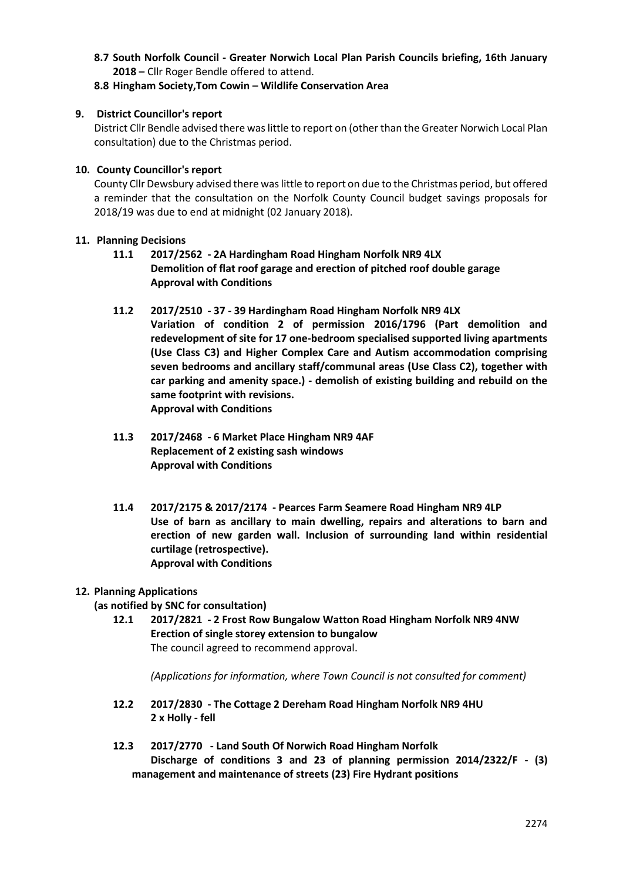**8.7 South Norfolk Council - Greater Norwich Local Plan Parish Councils briefing, 16th January 2018 –** Cllr Roger Bendle offered to attend.

**8.8 Hingham Society,Tom Cowin – Wildlife Conservation Area**

## 9. District Councillor's report

District Cllr Bendle advised there was little to report on (other than the Greater Norwich Local Plan consultation) due to the Christmas period.

## 10. County Councillor's report

County Cllr Dewsbury advised there was little to report on due to the Christmas period, but offered a reminder that the consultation on the Norfolk County Council budget savings proposals for 2018/19 was due to end at midnight (02 January 2018).

## 11. Planning Decisions

**11.1 2017/2562 - 2A Hardingham Road Hingham Norfolk NR9 4LX**
**Demolition of flat roof garage and erection of pitched roof double garage**
**Approval with Conditions**

**11.2 2017/2510 - 37 - 39 Hardingham Road Hingham Norfolk NR9 4LX**
**Variation of condition 2 of permission 2016/1796 (Part demolition and redevelopment of site for 17 one-bedroom specialised supported living apartments (Use Class C3) and Higher Complex Care and Autism accommodation comprising seven bedrooms and ancillary staff/communal areas (Use Class C2), together with car parking and amenity space.) - demolish of existing building and rebuild on the same footprint with revisions.**
**Approval with Conditions**

**11.3 2017/2468 - 6 Market Place Hingham NR9 4AF**
**Replacement of 2 existing sash windows**
**Approval with Conditions**

**11.4 2017/2175 & 2017/2174 - Pearces Farm Seamere Road Hingham NR9 4LP**
**Use of barn as ancillary to main dwelling, repairs and alterations to barn and erection of new garden wall. Inclusion of surrounding land within residential curtilage (retrospective).**
**Approval with Conditions**

## 12. Planning Applications

**(as notified by SNC for consultation)**

**12.1 2017/2821 - 2 Frost Row Bungalow Watton Road Hingham Norfolk NR9 4NW**
**Erection of single storey extension to bungalow**
The council agreed to recommend approval.

*(Applications for information, where Town Council is not consulted for comment)*

**12.2 2017/2830 - The Cottage 2 Dereham Road Hingham Norfolk NR9 4HU**
**2 x Holly - fell**

**12.3 2017/2770 - Land South Of Norwich Road Hingham Norfolk**
**Discharge of conditions 3 and 23 of planning permission 2014/2322/F - (3) management and maintenance of streets (23) Fire Hydrant positions**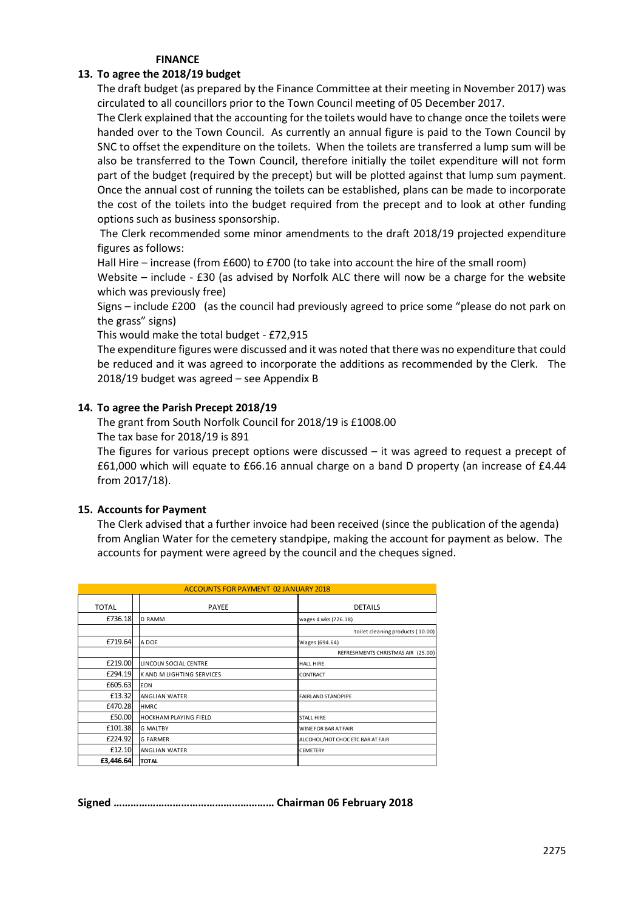**FINANCE**

**13. To agree the 2018/19 budget**

The draft budget (as prepared by the Finance Committee at their meeting in November 2017) was circulated to all councillors prior to the Town Council meeting of 05 December 2017.

The Clerk explained that the accounting for the toilets would have to change once the toilets were handed over to the Town Council. As currently an annual figure is paid to the Town Council by SNC to offset the expenditure on the toilets. When the toilets are transferred a lump sum will be also be transferred to the Town Council, therefore initially the toilet expenditure will not form part of the budget (required by the precept) but will be plotted against that lump sum payment. Once the annual cost of running the toilets can be established, plans can be made to incorporate the cost of the toilets into the budget required from the precept and to look at other funding options such as business sponsorship.

The Clerk recommended some minor amendments to the draft 2018/19 projected expenditure figures as follows:

Hall Hire – increase (from £600) to £700 (to take into account the hire of the small room)

Website – include - £30 (as advised by Norfolk ALC there will now be a charge for the website which was previously free)

Signs – include £200 (as the council had previously agreed to price some "please do not park on the grass" signs)

This would make the total budget - £72,915

The expenditure figures were discussed and it was noted that there was no expenditure that could be reduced and it was agreed to incorporate the additions as recommended by the Clerk. The 2018/19 budget was agreed – see Appendix B

**14. To agree the Parish Precept 2018/19**

The grant from South Norfolk Council for 2018/19 is £1008.00

The tax base for 2018/19 is 891

The figures for various precept options were discussed – it was agreed to request a precept of £61,000 which will equate to £66.16 annual charge on a band D property (an increase of £4.44 from 2017/18).

**15. Accounts for Payment**

The Clerk advised that a further invoice had been received (since the publication of the agenda) from Anglian Water for the cemetery standpipe, making the account for payment as below. The accounts for payment were agreed by the council and the cheques signed.

| ACCOUNTS FOR PAYMENT 02 JANUARY 2018 | | |
|---|---|---|
| TOTAL | PAYEE | DETAILS |
| £736.18 | D RAMM | wages 4 wks (726.18) |
| | | toilet cleaning products (10.00) |
| £719.64 | A DOE | Wages (694.64) |
| | | REFRESHMENTS CHRISTMAS AIR (25.00) |
| £219.00 | LINCOLN SOCIAL CENTRE | HALL HIRE |
| £294.19 | K AND M LIGHTING SERVICES | CONTRACT |
| £605.63 | EON | |
| £13.32 | ANGLIAN WATER | FAIRLAND STANDPIPE |
| £470.28 | HMRC | |
| £50.00 | HOCKHAM PLAYING FIELD | STALL HIRE |
| £101.38 | G MALTBY | WINE FOR BAR AT FAIR |
| £224.92 | G FARMER | ALCOHOL/HOT CHOC ETC BAR AT FAIR |
| £12.10 | ANGLIAN WATER | CEMETERY |
| **£3,446.64** | **TOTAL** | |

**Signed ………………………………………………. Chairman 06 February 2018**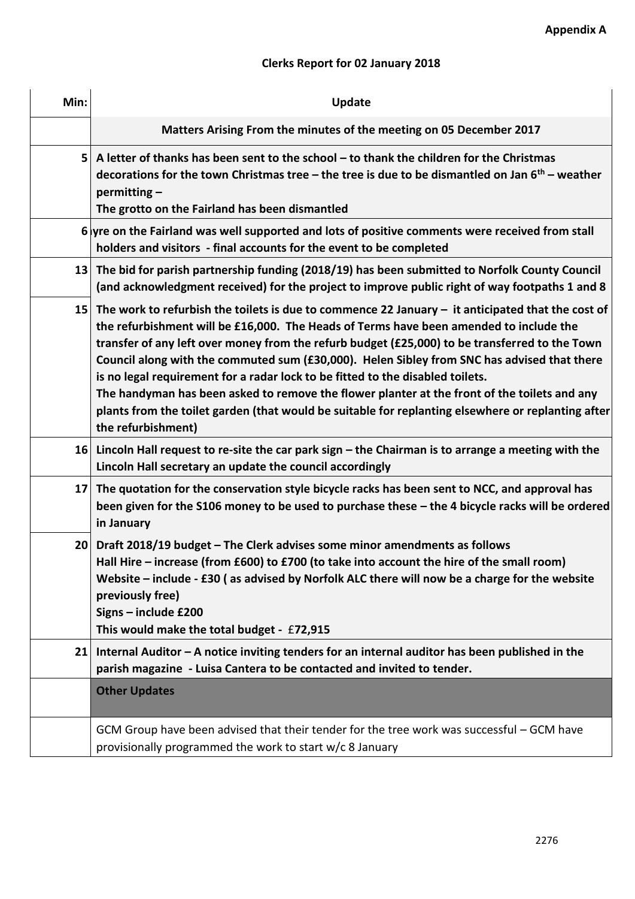**Appendix A**

**Clerks Report for 02 January 2018**

| Min: | Update |
|---|---|
| | **Matters Arising From the minutes of the meeting on 05 December 2017** |
| 5 | **A letter of thanks has been sent to the school – to thank the children for the Christmas decorations for the town Christmas tree – the tree is due to be dismantled on Jan 6th – weather permitting –**<br>**The grotto on the Fairland has been dismantled** |
| 6 | **yre on the Fairland was well supported and lots of positive comments were received from stall holders and visitors - final accounts for the event to be completed** |
| 13 | **The bid for parish partnership funding (2018/19) has been submitted to Norfolk County Council (and acknowledgment received) for the project to improve public right of way footpaths 1 and 8** |
| 15 | **The work to refurbish the toilets is due to commence 22 January – it anticipated that the cost of the refurbishment will be £16,000. The Heads of Terms have been amended to include the transfer of any left over money from the refurb budget (£25,000) to be transferred to the Town Council along with the commuted sum (£30,000). Helen Sibley from SNC has advised that there is no legal requirement for a radar lock to be fitted to the disabled toilets.**<br>**The handyman has been asked to remove the flower planter at the front of the toilets and any plants from the toilet garden (that would be suitable for replanting elsewhere or replanting after the refurbishment)** |
| 16 | **Lincoln Hall request to re-site the car park sign – the Chairman is to arrange a meeting with the Lincoln Hall secretary an update the council accordingly** |
| 17 | **The quotation for the conservation style bicycle racks has been sent to NCC, and approval has been given for the S106 money to be used to purchase these – the 4 bicycle racks will be ordered in January** |
| 20 | **Draft 2018/19 budget – The Clerk advises some minor amendments as follows**<br>**Hall Hire – increase (from £600) to £700 (to take into account the hire of the small room)**<br>**Website – include - £30 ( as advised by Norfolk ALC there will now be a charge for the website previously free)**<br>**Signs – include £200**<br>**This would make the total budget -** £**72,915** |
| 21 | **Internal Auditor – A notice inviting tenders for an internal auditor has been published in the parish magazine - Luisa Cantera to be contacted and invited to tender.** |
| | **Other Updates** |
| | GCM Group have been advised that their tender for the tree work was successful – GCM have provisionally programmed the work to start w/c 8 January |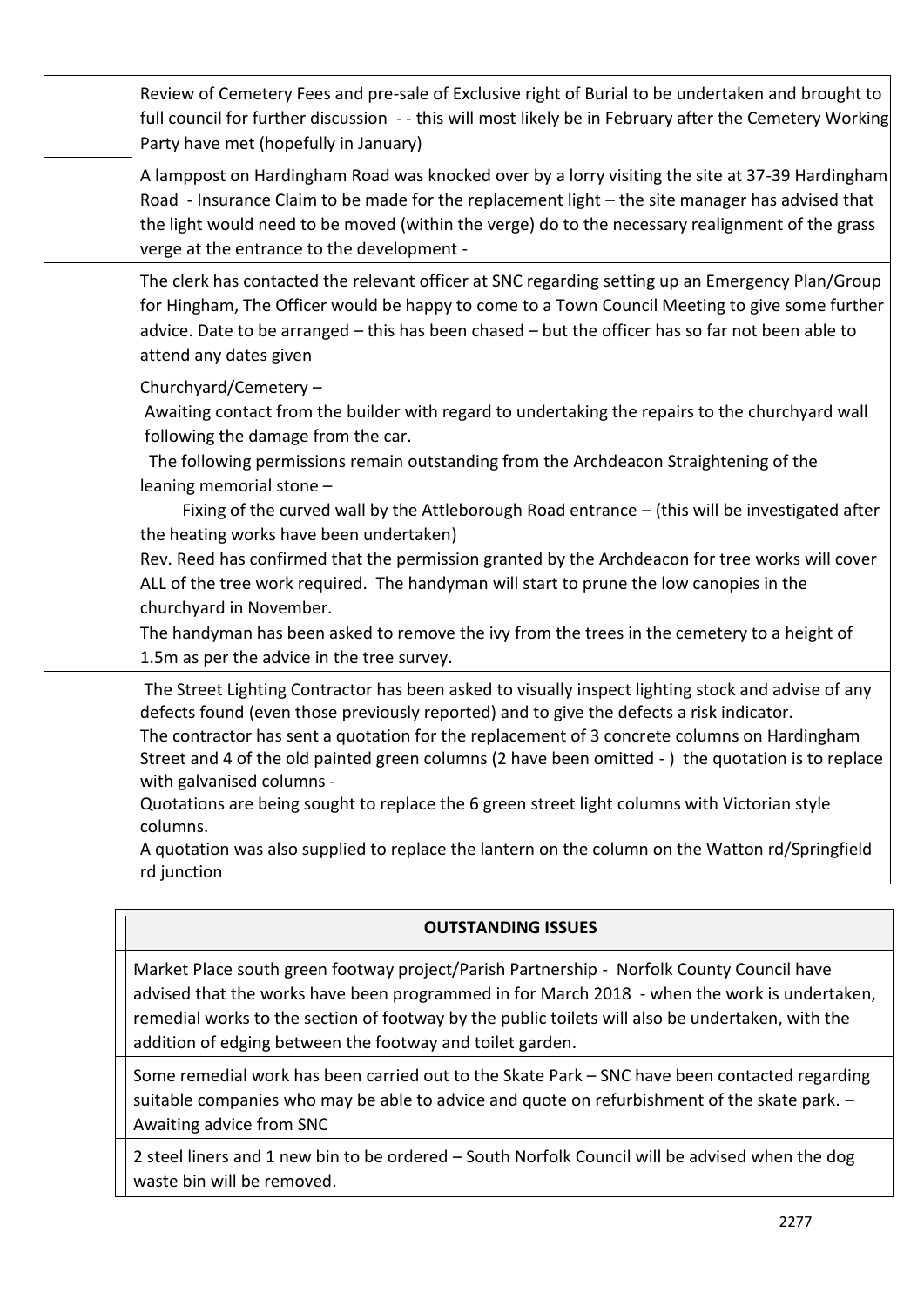|  |  |
|---|---|
|  | Review of Cemetery Fees and pre-sale of Exclusive right of Burial to be undertaken and brought to full council for further discussion - - this will most likely be in February after the Cemetery Working Party have met (hopefully in January) |
|  | A lamppost on Hardingham Road was knocked over by a lorry visiting the site at 37-39 Hardingham Road - Insurance Claim to be made for the replacement light – the site manager has advised that the light would need to be moved (within the verge) do to the necessary realignment of the grass verge at the entrance to the development - |
|  | The clerk has contacted the relevant officer at SNC regarding setting up an Emergency Plan/Group for Hingham, The Officer would be happy to come to a Town Council Meeting to give some further advice. Date to be arranged – this has been chased – but the officer has so far not been able to attend any dates given |
|  | Churchyard/Cemetery – <br> Awaiting contact from the builder with regard to undertaking the repairs to the churchyard wall following the damage from the car. <br> The following permissions remain outstanding from the Archdeacon Straightening of the leaning memorial stone – <br> Fixing of the curved wall by the Attleborough Road entrance – (this will be investigated after the heating works have been undertaken) <br> Rev. Reed has confirmed that the permission granted by the Archdeacon for tree works will cover ALL of the tree work required. The handyman will start to prune the low canopies in the churchyard in November. <br> The handyman has been asked to remove the ivy from the trees in the cemetery to a height of 1.5m as per the advice in the tree survey. |
|  | The Street Lighting Contractor has been asked to visually inspect lighting stock and advise of any defects found (even those previously reported) and to give the defects a risk indicator. <br> The contractor has sent a quotation for the replacement of 3 concrete columns on Hardingham Street and 4 of the old painted green columns (2 have been omitted - ) the quotation is to replace with galvanised columns - <br> Quotations are being sought to replace the 6 green street light columns with Victorian style columns. <br> A quotation was also supplied to replace the lantern on the column on the Watton rd/Springfield rd junction |

|  |
|---|
| **OUTSTANDING ISSUES** |
| Market Place south green footway project/Parish Partnership - Norfolk County Council have advised that the works have been programmed in for March 2018 - when the work is undertaken, remedial works to the section of footway by the public toilets will also be undertaken, with the addition of edging between the footway and toilet garden. |
| Some remedial work has been carried out to the Skate Park – SNC have been contacted regarding suitable companies who may be able to advice and quote on refurbishment of the skate park. – Awaiting advice from SNC |
| 2 steel liners and 1 new bin to be ordered – South Norfolk Council will be advised when the dog waste bin will be removed. |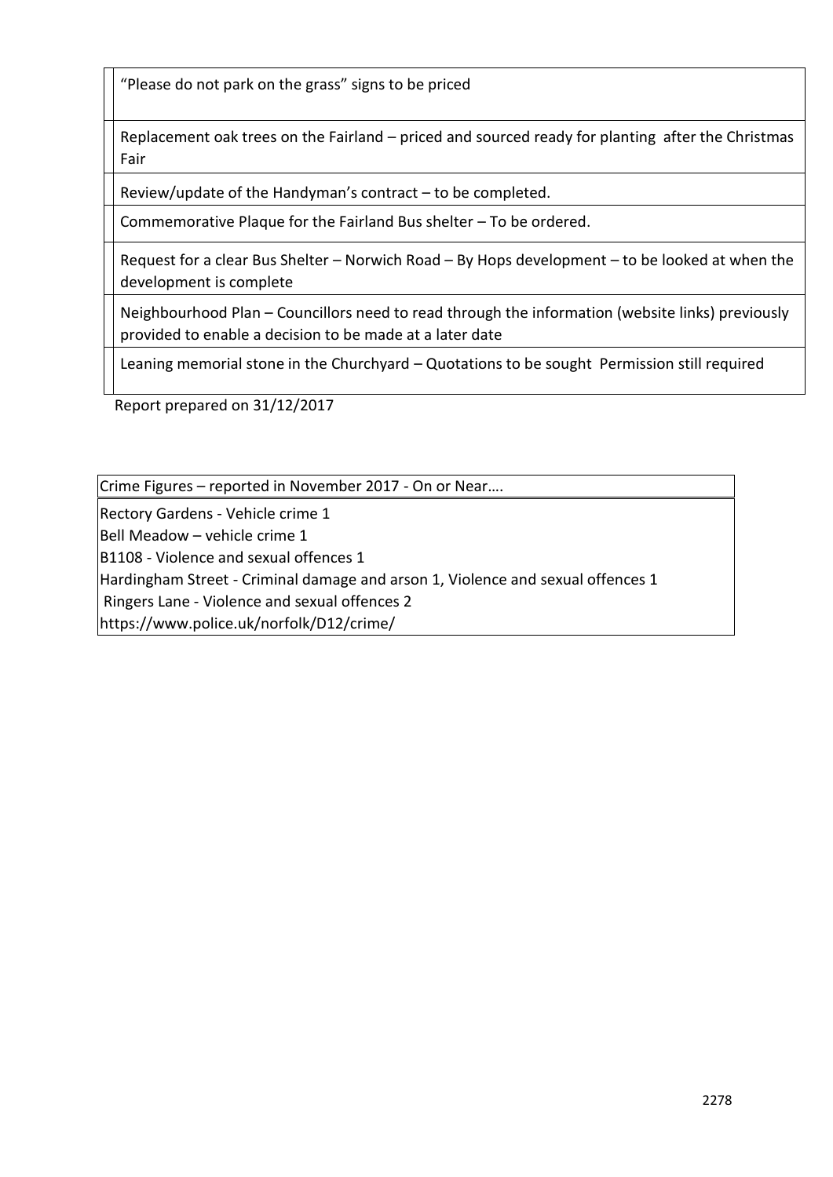| | |
|---|---|
| | "Please do not park on the grass" signs to be priced |
| | Replacement oak trees on the Fairland – priced and sourced ready for planting after the Christmas Fair |
| | Review/update of the Handyman's contract – to be completed. |
| | Commemorative Plaque for the Fairland Bus shelter – To be ordered. |
| | Request for a clear Bus Shelter – Norwich Road – By Hops development – to be looked at when the development is complete |
| | Neighbourhood Plan – Councillors need to read through the information (website links) previously provided to enable a decision to be made at a later date |
| | Leaning memorial stone in the Churchyard – Quotations to be sought Permission still required |

Report prepared on 31/12/2017

| Crime Figures – reported in November 2017 - On or Near…. |
|---|
| Rectory Gardens - Vehicle crime 1<br>Bell Meadow – vehicle crime 1<br>B1108 - Violence and sexual offences 1<br>Hardingham Street - Criminal damage and arson 1, Violence and sexual offences 1<br>Ringers Lane - Violence and sexual offences 2<br>https://www.police.uk/norfolk/D12/crime/ |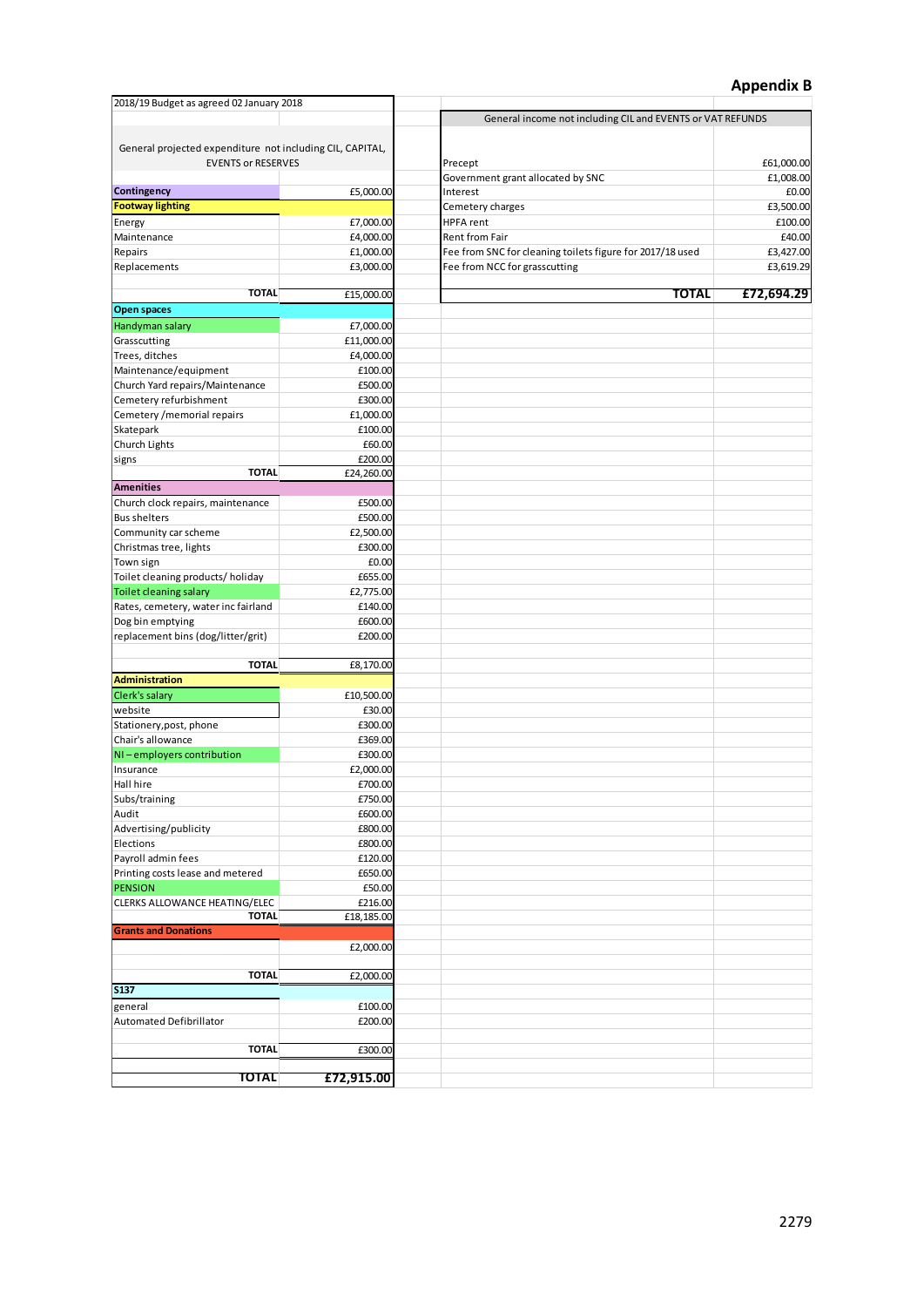## Appendix B

| 2018/19 Budget as agreed 02 January 2018 | |
|---|---|
| General projected expenditure not including CIL, CAPITAL, EVENTS or RESERVES | |
| **Contingency** | £5,000.00 |
| **Footway lighting** | |
| Energy | £7,000.00 |
| Maintenance | £4,000.00 |
| Repairs | £1,000.00 |
| Replacements | £3,000.00 |
| **TOTAL** | £15,000.00 |
| **Open spaces** | |
| Handyman salary | £7,000.00 |
| Grasscutting | £11,000.00 |
| Trees, ditches | £4,000.00 |
| Maintenance/equipment | £100.00 |
| Church Yard repairs/Maintenance | £500.00 |
| Cemetery refurbishment | £300.00 |
| Cemetery /memorial repairs | £1,000.00 |
| Skatepark | £100.00 |
| Church Lights | £60.00 |
| signs | £200.00 |
| **TOTAL** | £24,260.00 |
| **Amenities** | |
| Church clock repairs, maintenance | £500.00 |
| Bus shelters | £500.00 |
| Community car scheme | £2,500.00 |
| Christmas tree, lights | £300.00 |
| Town sign | £0.00 |
| Toilet cleaning products/ holiday | £655.00 |
| Toilet cleaning salary | £2,775.00 |
| Rates, cemetery, water inc fairland | £140.00 |
| Dog bin emptying | £600.00 |
| replacement bins (dog/litter/grit) | £200.00 |
| **TOTAL** | £8,170.00 |
| **Administration** | |
| Clerk's salary | £10,500.00 |
| website | £30.00 |
| Stationery,post, phone | £300.00 |
| Chair's allowance | £369.00 |
| NI – employers contribution | £300.00 |
| Insurance | £2,000.00 |
| Hall hire | £700.00 |
| Subs/training | £750.00 |
| Audit | £600.00 |
| Advertising/publicity | £800.00 |
| Elections | £800.00 |
| Payroll admin fees | £120.00 |
| Printing costs lease and metered | £650.00 |
| PENSION | £50.00 |
| CLERKS ALLOWANCE HEATING/ELEC | £216.00 |
| **TOTAL** | £18,185.00 |
| **Grants and Donations** | |
| | £2,000.00 |
| **TOTAL** | £2,000.00 |
| **S137** | |
| general | £100.00 |
| Automated Defibrillator | £200.00 |
| **TOTAL** | £300.00 |
| **TOTAL** | **£72,915.00** |

| General income not including CIL and EVENTS or VAT REFUNDS | |
|---|---|
| Precept | £61,000.00 |
| Government grant allocated by SNC | £1,008.00 |
| Interest | £0.00 |
| Cemetery charges | £3,500.00 |
| HPFA rent | £100.00 |
| Rent from Fair | £40.00 |
| Fee from SNC for cleaning toilets figure for 2017/18 used | £3,427.00 |
| Fee from NCC for grasscutting | £3,619.29 |
| **TOTAL** | **£72,694.29** |